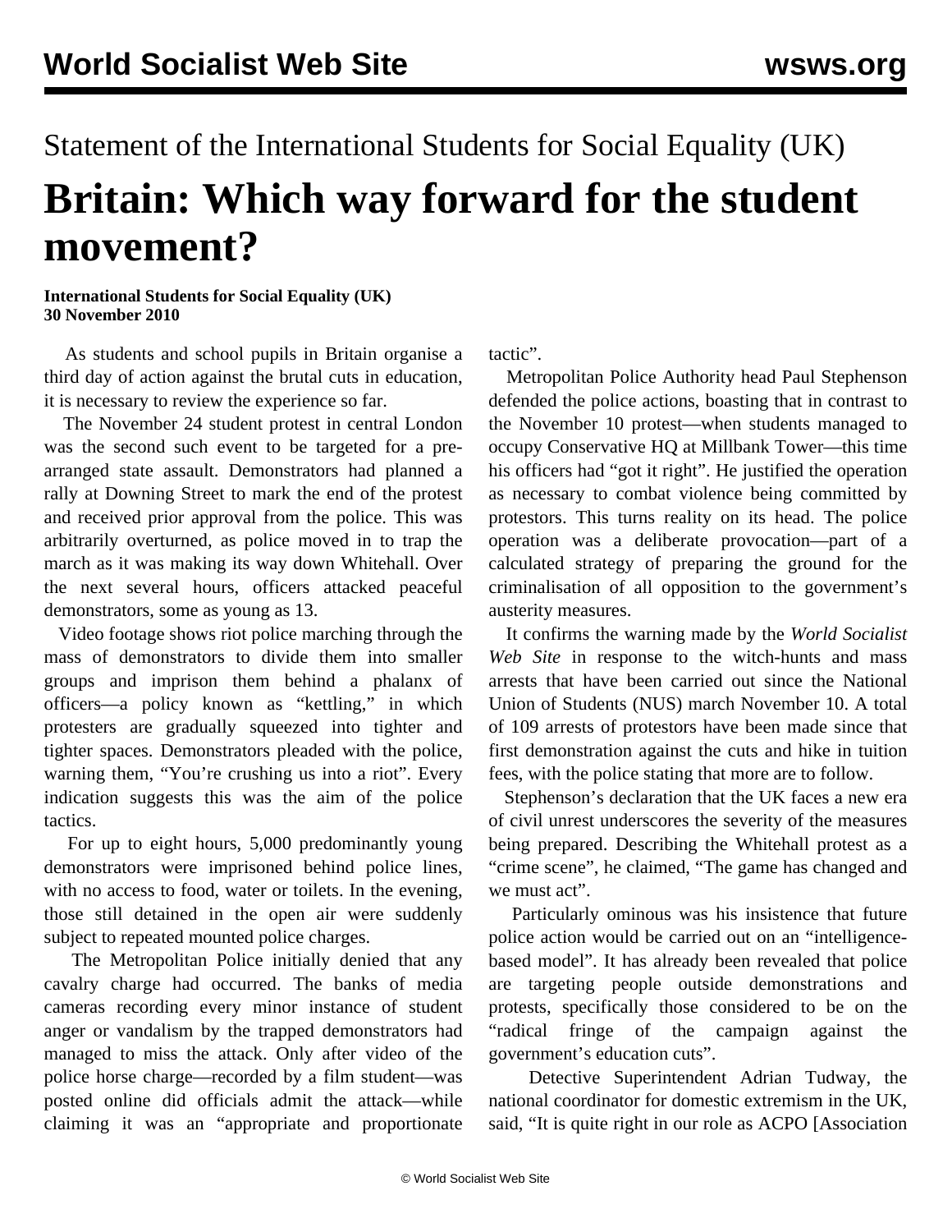Statement of the International Students for Social Equality (UK)

# Britain: Which way forward for the student movement?

**International Students for Social Equality (UK)**
**30 November 2010**

As students and school pupils in Britain organise a third day of action against the brutal cuts in education, it is necessary to review the experience so far.

The November 24 student protest in central London was the second such event to be targeted for a pre-arranged state assault. Demonstrators had planned a rally at Downing Street to mark the end of the protest and received prior approval from the police. This was arbitrarily overturned, as police moved in to trap the march as it was making its way down Whitehall. Over the next several hours, officers attacked peaceful demonstrators, some as young as 13.

Video footage shows riot police marching through the mass of demonstrators to divide them into smaller groups and imprison them behind a phalanx of officers—a policy known as "kettling," in which protesters are gradually squeezed into tighter and tighter spaces. Demonstrators pleaded with the police, warning them, "You're crushing us into a riot". Every indication suggests this was the aim of the police tactics.

For up to eight hours, 5,000 predominantly young demonstrators were imprisoned behind police lines, with no access to food, water or toilets. In the evening, those still detained in the open air were suddenly subject to repeated mounted police charges.

The Metropolitan Police initially denied that any cavalry charge had occurred. The banks of media cameras recording every minor instance of student anger or vandalism by the trapped demonstrators had managed to miss the attack. Only after video of the police horse charge—recorded by a film student—was posted online did officials admit the attack—while claiming it was an "appropriate and proportionate tactic".

Metropolitan Police Authority head Paul Stephenson defended the police actions, boasting that in contrast to the November 10 protest—when students managed to occupy Conservative HQ at Millbank Tower—this time his officers had "got it right". He justified the operation as necessary to combat violence being committed by protestors. This turns reality on its head. The police operation was a deliberate provocation—part of a calculated strategy of preparing the ground for the criminalisation of all opposition to the government's austerity measures.

It confirms the warning made by the *World Socialist Web Site* in response to the witch-hunts and mass arrests that have been carried out since the National Union of Students (NUS) march November 10. A total of 109 arrests of protestors have been made since that first demonstration against the cuts and hike in tuition fees, with the police stating that more are to follow.

Stephenson's declaration that the UK faces a new era of civil unrest underscores the severity of the measures being prepared. Describing the Whitehall protest as a "crime scene", he claimed, "The game has changed and we must act".

Particularly ominous was his insistence that future police action would be carried out on an "intelligence-based model". It has already been revealed that police are targeting people outside demonstrations and protests, specifically those considered to be on the "radical fringe of the campaign against the government's education cuts".

Detective Superintendent Adrian Tudway, the national coordinator for domestic extremism in the UK, said, "It is quite right in our role as ACPO [Association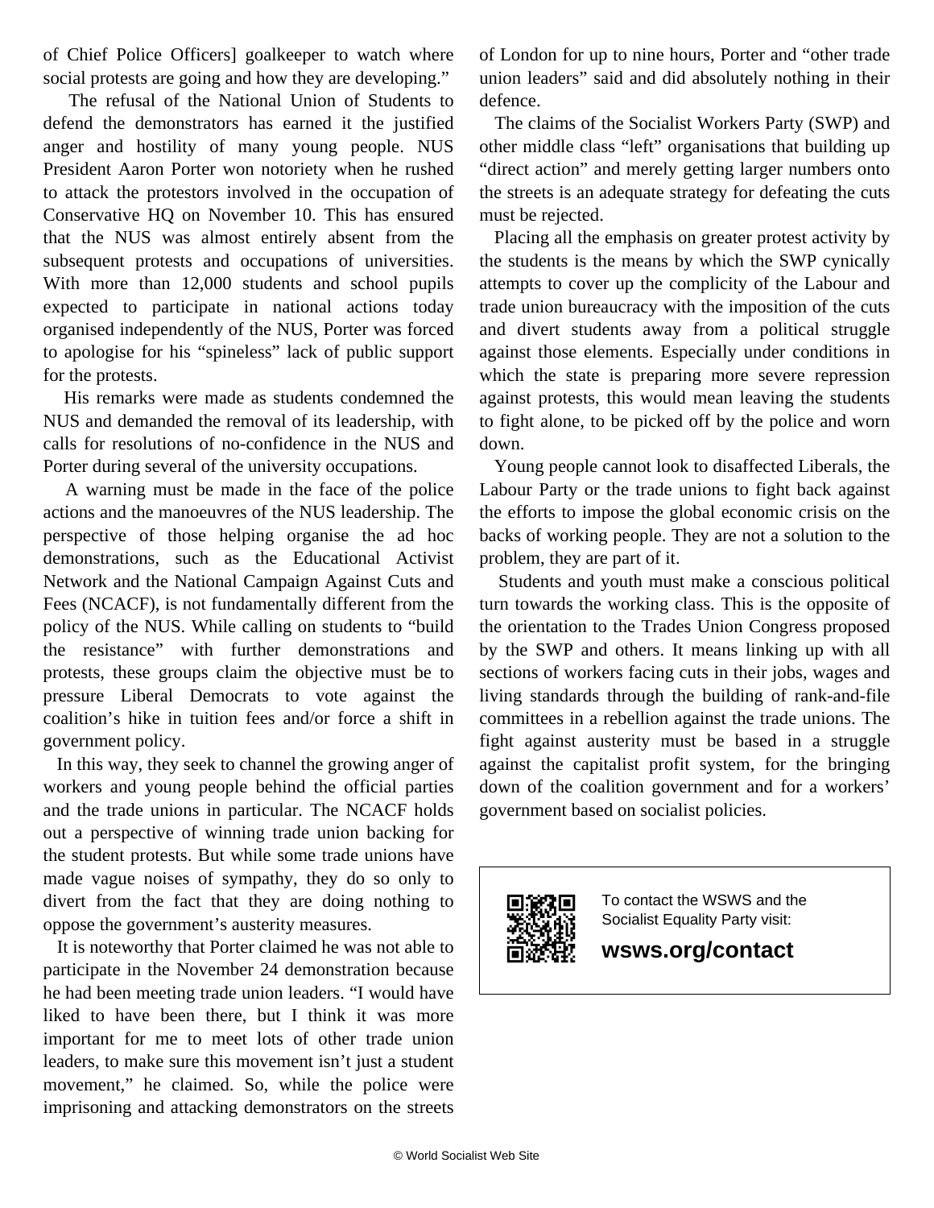of Chief Police Officers] goalkeeper to watch where social protests are going and how they are developing."

The refusal of the National Union of Students to defend the demonstrators has earned it the justified anger and hostility of many young people. NUS President Aaron Porter won notoriety when he rushed to attack the protestors involved in the occupation of Conservative HQ on November 10. This has ensured that the NUS was almost entirely absent from the subsequent protests and occupations of universities. With more than 12,000 students and school pupils expected to participate in national actions today organised independently of the NUS, Porter was forced to apologise for his "spineless" lack of public support for the protests.

His remarks were made as students condemned the NUS and demanded the removal of its leadership, with calls for resolutions of no-confidence in the NUS and Porter during several of the university occupations.

A warning must be made in the face of the police actions and the manoeuvres of the NUS leadership. The perspective of those helping organise the ad hoc demonstrations, such as the Educational Activist Network and the National Campaign Against Cuts and Fees (NCACF), is not fundamentally different from the policy of the NUS. While calling on students to "build the resistance" with further demonstrations and protests, these groups claim the objective must be to pressure Liberal Democrats to vote against the coalition's hike in tuition fees and/or force a shift in government policy.

In this way, they seek to channel the growing anger of workers and young people behind the official parties and the trade unions in particular. The NCACF holds out a perspective of winning trade union backing for the student protests. But while some trade unions have made vague noises of sympathy, they do so only to divert from the fact that they are doing nothing to oppose the government's austerity measures.

It is noteworthy that Porter claimed he was not able to participate in the November 24 demonstration because he had been meeting trade union leaders. "I would have liked to have been there, but I think it was more important for me to meet lots of other trade union leaders, to make sure this movement isn't just a student movement," he claimed. So, while the police were imprisoning and attacking demonstrators on the streets of London for up to nine hours, Porter and "other trade union leaders" said and did absolutely nothing in their defence.

The claims of the Socialist Workers Party (SWP) and other middle class "left" organisations that building up "direct action" and merely getting larger numbers onto the streets is an adequate strategy for defeating the cuts must be rejected.

Placing all the emphasis on greater protest activity by the students is the means by which the SWP cynically attempts to cover up the complicity of the Labour and trade union bureaucracy with the imposition of the cuts and divert students away from a political struggle against those elements. Especially under conditions in which the state is preparing more severe repression against protests, this would mean leaving the students to fight alone, to be picked off by the police and worn down.

Young people cannot look to disaffected Liberals, the Labour Party or the trade unions to fight back against the efforts to impose the global economic crisis on the backs of working people. They are not a solution to the problem, they are part of it.

Students and youth must make a conscious political turn towards the working class. This is the opposite of the orientation to the Trades Union Congress proposed by the SWP and others. It means linking up with all sections of workers facing cuts in their jobs, wages and living standards through the building of rank-and-file committees in a rebellion against the trade unions. The fight against austerity must be based in a struggle against the capitalist profit system, for the bringing down of the coalition government and for a workers' government based on socialist policies.

To contact the WSWS and the Socialist Equality Party visit:

**wsws.org/contact**